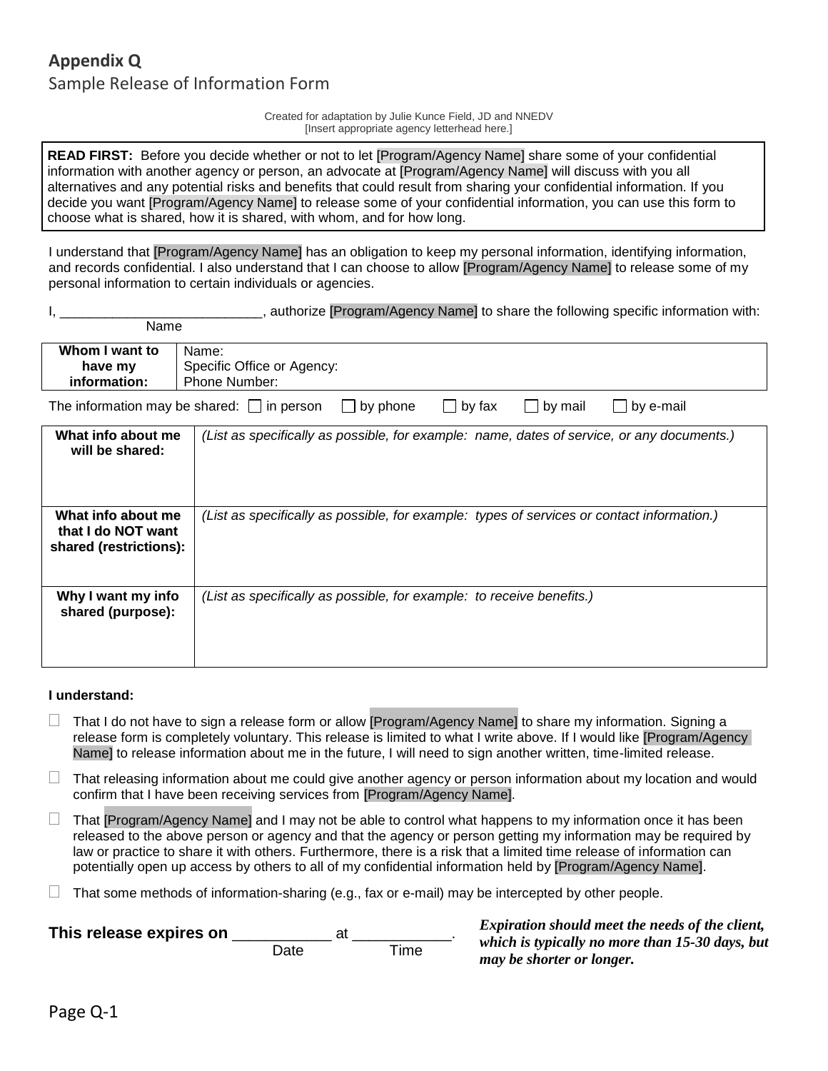# Appendix Q

Sample Release of Information Form

Created for adaptation by Julie Kunce Field, JD and NNEDV
[Insert appropriate agency letterhead here.]

**READ FIRST:** Before you decide whether or not to let [Program/Agency Name] share some of your confidential information with another agency or person, an advocate at [Program/Agency Name] will discuss with you all alternatives and any potential risks and benefits that could result from sharing your confidential information. If you decide you want [Program/Agency Name] to release some of your confidential information, you can use this form to choose what is shared, how it is shared, with whom, and for how long.

I understand that [Program/Agency Name] has an obligation to keep my personal information, identifying information, and records confidential. I also understand that I can choose to allow [Program/Agency Name] to release some of my personal information to certain individuals or agencies.

I, ___________________________, authorize [Program/Agency Name] to share the following specific information with:
Name

| **Whom I want to have my information:** | Name:<br>Specific Office or Agency:<br>Phone Number: |
|---|---|

The information may be shared: ☐ in person ☐ by phone ☐ by fax ☐ by mail ☐ by e-mail

| | |
|---|---|
| **What info about me will be shared:** | *(List as specifically as possible, for example: name, dates of service, or any documents.)* |
| **What info about me that I do NOT want shared (restrictions):** | *(List as specifically as possible, for example: types of services or contact information.)* |
| **Why I want my info shared (purpose):** | *(List as specifically as possible, for example: to receive benefits.)* |

**I understand:**

- ☐ That I do not have to sign a release form or allow [Program/Agency Name] to share my information. Signing a release form is completely voluntary. This release is limited to what I write above. If I would like [Program/Agency Name] to release information about me in the future, I will need to sign another written, time-limited release.
- ☐ That releasing information about me could give another agency or person information about my location and would confirm that I have been receiving services from [Program/Agency Name].
- ☐ That [Program/Agency Name] and I may not be able to control what happens to my information once it has been released to the above person or agency and that the agency or person getting my information may be required by law or practice to share it with others. Furthermore, there is a risk that a limited time release of information can potentially open up access by others to all of my confidential information held by [Program/Agency Name].
- ☐ That some methods of information-sharing (e.g., fax or e-mail) may be intercepted by other people.

**This release expires on** ____________ at ____________.
Date Time

***Expiration should meet the needs of the client, which is typically no more than 15-30 days, but may be shorter or longer.***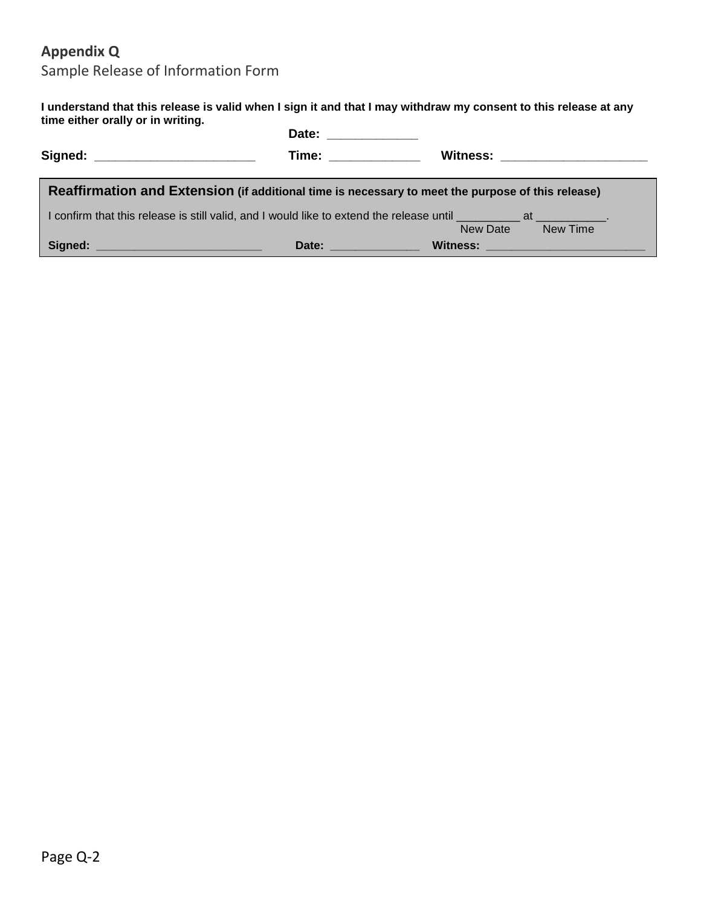**Appendix Q**

Sample Release of Information Form

**I understand that this release is valid when I sign it and that I may withdraw my consent to this release at any time either orally or in writing.**

**Date:** _____________

**Signed:** _______________________ **Time:** _____________ **Witness:** _____________________

**Reaffirmation and Extension (if additional time is necessary to meet the purpose of this release)**

I confirm that this release is still valid, and I would like to extend the release until __________ at ___________.
New Date New Time

**Signed:** _________________________ **Date:** ______________ **Witness:** ________________________